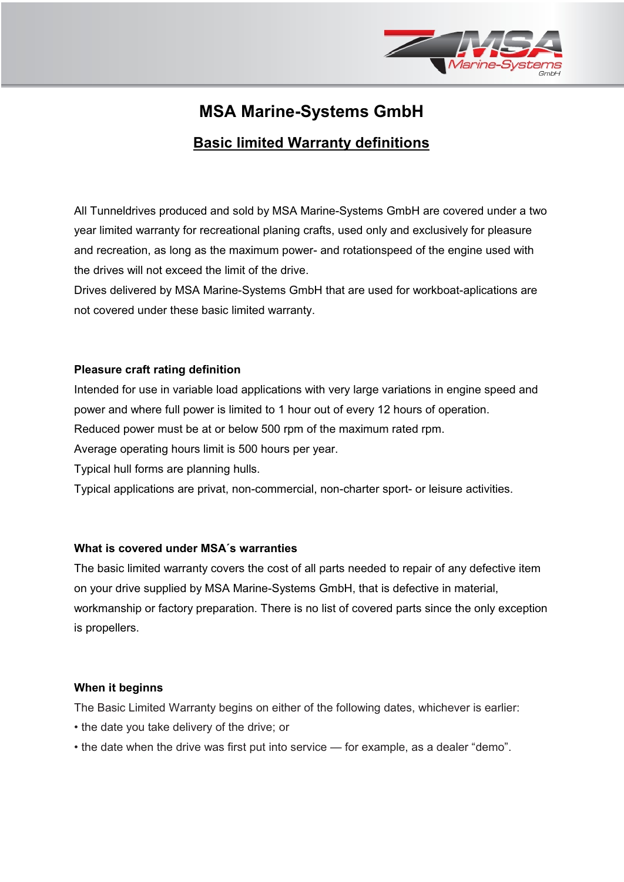# MSA Marine-Systems GmbH

## Basic limited Warranty definitions

All Tunneldrives produced and sold by MSA Marine-Systems GmbH are covered under a two year limited warranty for recreational planing crafts, used only and exclusively for pleasure and recreation, as long as the maximum power- and rotationspeed of the engine used with the drives will not exceed the limit of the drive.

Drives delivered by MSA Marine-Systems GmbH that are used for workboat-aplications are not covered under these basic limited warranty.

**Pleasure craft rating definition**

Intended for use in variable load applications with very large variations in engine speed and power and where full power is limited to 1 hour out of every 12 hours of operation.

Reduced power must be at or below 500 rpm of the maximum rated rpm.

Average operating hours limit is 500 hours per year.

Typical hull forms are planning hulls.

Typical applications are privat, non-commercial, non-charter sport- or leisure activities.

**What is covered under MSA´s warranties**

The basic limited warranty covers the cost of all parts needed to repair of any defective item on your drive supplied by MSA Marine-Systems GmbH, that is defective in material, workmanship or factory preparation. There is no list of covered parts since the only exception is propellers.

**When it beginns**

The Basic Limited Warranty begins on either of the following dates, whichever is earlier:

• the date you take delivery of the drive; or

• the date when the drive was first put into service — for example, as a dealer “demo”.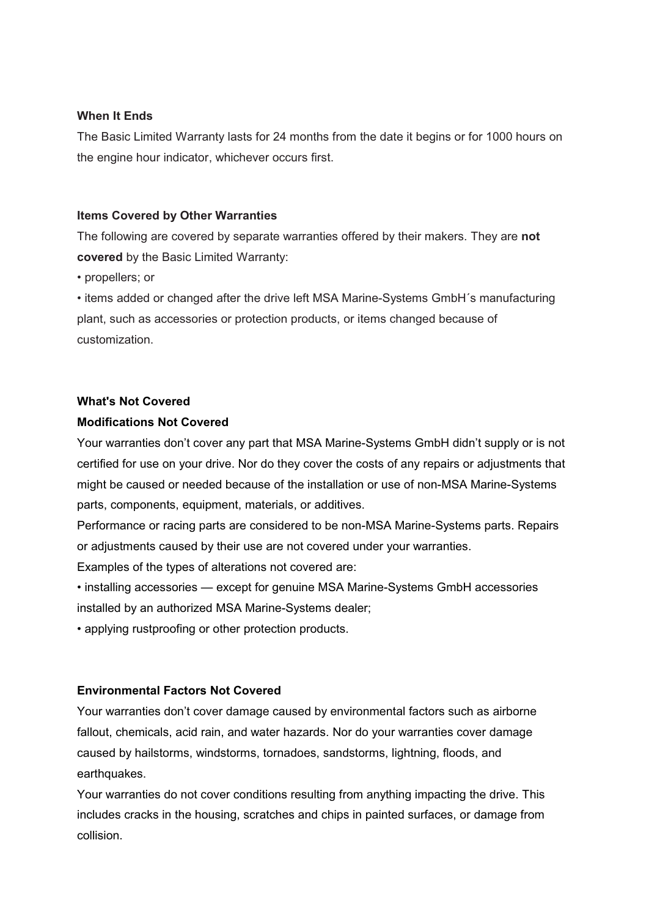**When It Ends**

The Basic Limited Warranty lasts for 24 months from the date it begins or for 1000 hours on the engine hour indicator, whichever occurs first.

**Items Covered by Other Warranties**

The following are covered by separate warranties offered by their makers. They are **not covered** by the Basic Limited Warranty:

• propellers; or

• items added or changed after the drive left MSA Marine-Systems GmbH´s manufacturing plant, such as accessories or protection products, or items changed because of customization.

**What's Not Covered**

**Modifications Not Covered**

Your warranties don't cover any part that MSA Marine-Systems GmbH didn't supply or is not certified for use on your drive. Nor do they cover the costs of any repairs or adjustments that might be caused or needed because of the installation or use of non-MSA Marine-Systems parts, components, equipment, materials, or additives.

Performance or racing parts are considered to be non-MSA Marine-Systems parts. Repairs or adjustments caused by their use are not covered under your warranties.

Examples of the types of alterations not covered are:

• installing accessories — except for genuine MSA Marine-Systems GmbH accessories installed by an authorized MSA Marine-Systems dealer;

• applying rustproofing or other protection products.

**Environmental Factors Not Covered**

Your warranties don't cover damage caused by environmental factors such as airborne fallout, chemicals, acid rain, and water hazards. Nor do your warranties cover damage caused by hailstorms, windstorms, tornadoes, sandstorms, lightning, floods, and earthquakes.

Your warranties do not cover conditions resulting from anything impacting the drive. This includes cracks in the housing, scratches and chips in painted surfaces, or damage from collision.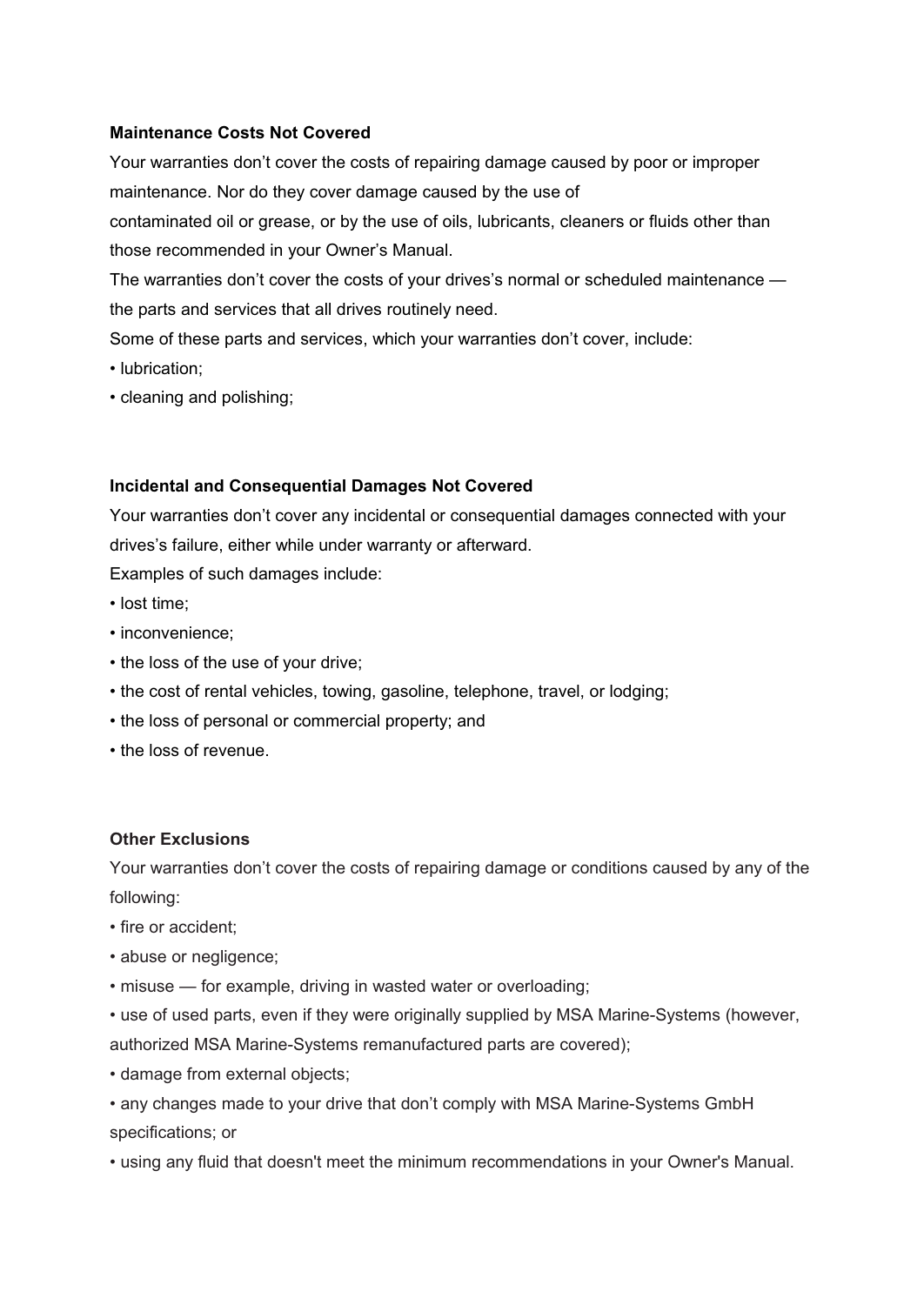**Maintenance Costs Not Covered**

Your warranties don’t cover the costs of repairing damage caused by poor or improper maintenance. Nor do they cover damage caused by the use of
contaminated oil or grease, or by the use of oils, lubricants, cleaners or fluids other than those recommended in your Owner’s Manual.

The warranties don’t cover the costs of your drives’s normal or scheduled maintenance — the parts and services that all drives routinely need.

Some of these parts and services, which your warranties don’t cover, include:

- lubrication;
- cleaning and polishing;

**Incidental and Consequential Damages Not Covered**

Your warranties don’t cover any incidental or consequential damages connected with your drives’s failure, either while under warranty or afterward.

Examples of such damages include:

- lost time;
- inconvenience;
- the loss of the use of your drive;
- the cost of rental vehicles, towing, gasoline, telephone, travel, or lodging;
- the loss of personal or commercial property; and
- the loss of revenue.

**Other Exclusions**

Your warranties don’t cover the costs of repairing damage or conditions caused by any of the following:

- fire or accident;
- abuse or negligence;
- misuse — for example, driving in wasted water or overloading;
- use of used parts, even if they were originally supplied by MSA Marine-Systems (however, authorized MSA Marine-Systems remanufactured parts are covered);
- damage from external objects;
- any changes made to your drive that don’t comply with MSA Marine-Systems GmbH specifications; or
- using any fluid that doesn't meet the minimum recommendations in your Owner's Manual.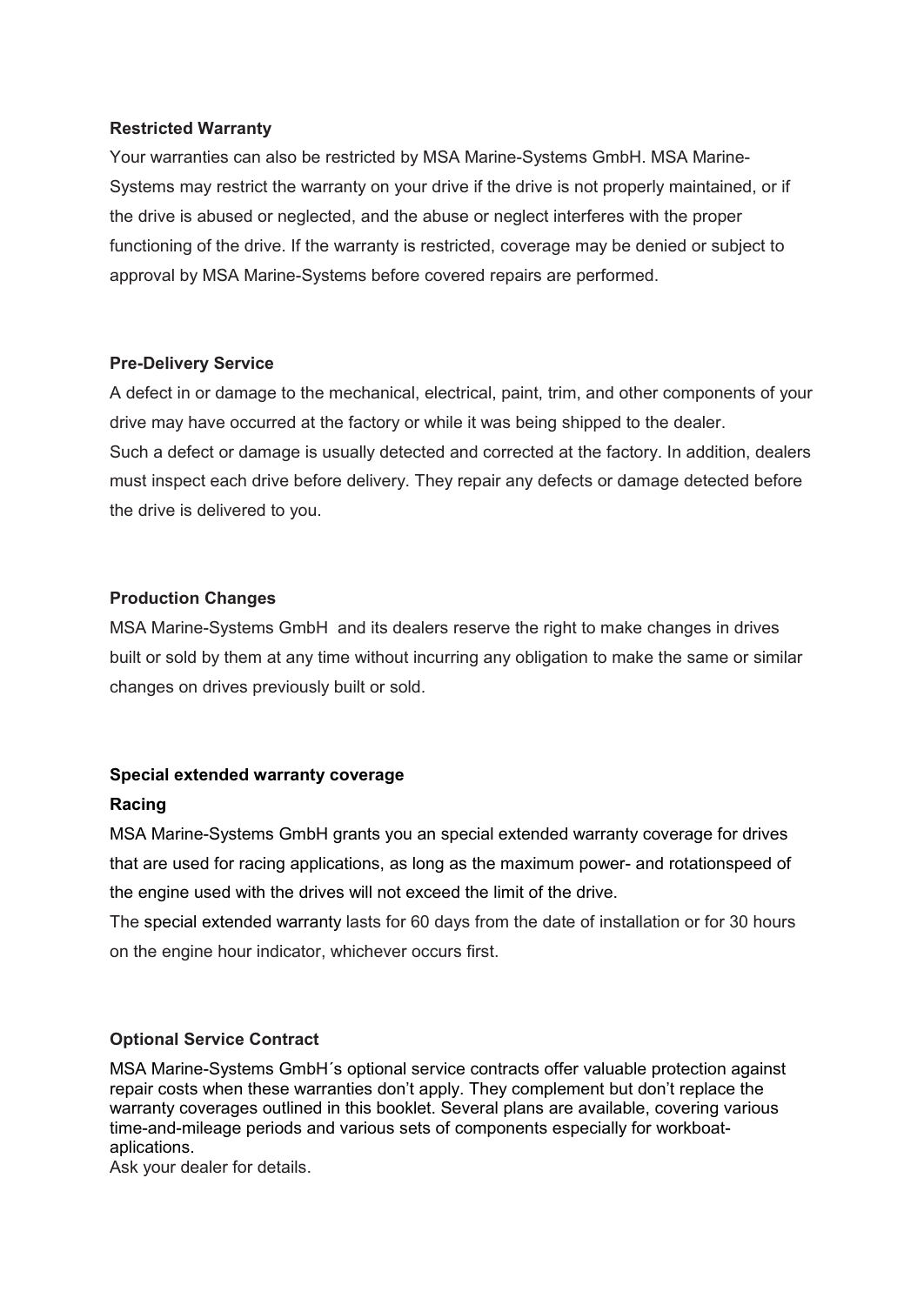**Restricted Warranty**

Your warranties can also be restricted by MSA Marine-Systems GmbH. MSA Marine-Systems may restrict the warranty on your drive if the drive is not properly maintained, or if the drive is abused or neglected, and the abuse or neglect interferes with the proper functioning of the drive. If the warranty is restricted, coverage may be denied or subject to approval by MSA Marine-Systems before covered repairs are performed.

**Pre-Delivery Service**

A defect in or damage to the mechanical, electrical, paint, trim, and other components of your drive may have occurred at the factory or while it was being shipped to the dealer.
Such a defect or damage is usually detected and corrected at the factory. In addition, dealers must inspect each drive before delivery. They repair any defects or damage detected before the drive is delivered to you.

**Production Changes**

MSA Marine-Systems GmbH  and its dealers reserve the right to make changes in drives built or sold by them at any time without incurring any obligation to make the same or similar changes on drives previously built or sold.

**Special extended warranty coverage**

**Racing**

MSA Marine-Systems GmbH grants you an special extended warranty coverage for drives that are used for racing applications, as long as the maximum power- and rotationspeed of the engine used with the drives will not exceed the limit of the drive.
The special extended warranty lasts for 60 days from the date of installation or for 30 hours on the engine hour indicator, whichever occurs first.

**Optional Service Contract**

MSA Marine-Systems GmbH´s optional service contracts offer valuable protection against repair costs when these warranties don't apply. They complement but don't replace the warranty coverages outlined in this booklet. Several plans are available, covering various time-and-mileage periods and various sets of components especially for workboat-aplications.
Ask your dealer for details.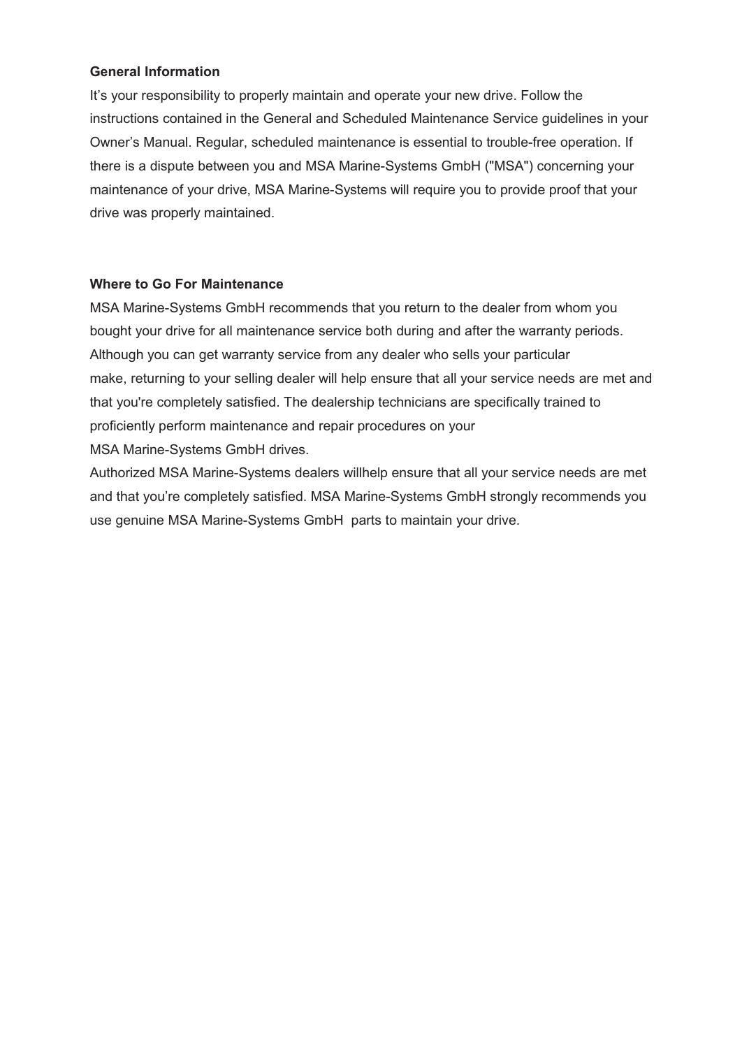**General Information**

It’s your responsibility to properly maintain and operate your new drive. Follow the instructions contained in the General and Scheduled Maintenance Service guidelines in your Owner’s Manual. Regular, scheduled maintenance is essential to trouble-free operation. If there is a dispute between you and MSA Marine-Systems GmbH ("MSA") concerning your maintenance of your drive, MSA Marine-Systems will require you to provide proof that your drive was properly maintained.

**Where to Go For Maintenance**

MSA Marine-Systems GmbH recommends that you return to the dealer from whom you bought your drive for all maintenance service both during and after the warranty periods. Although you can get warranty service from any dealer who sells your particular make, returning to your selling dealer will help ensure that all your service needs are met and that you're completely satisfied. The dealership technicians are specifically trained to proficiently perform maintenance and repair procedures on your MSA Marine-Systems GmbH drives.

Authorized MSA Marine-Systems dealers willhelp ensure that all your service needs are met and that you’re completely satisfied. MSA Marine-Systems GmbH strongly recommends you use genuine MSA Marine-Systems GmbH parts to maintain your drive.